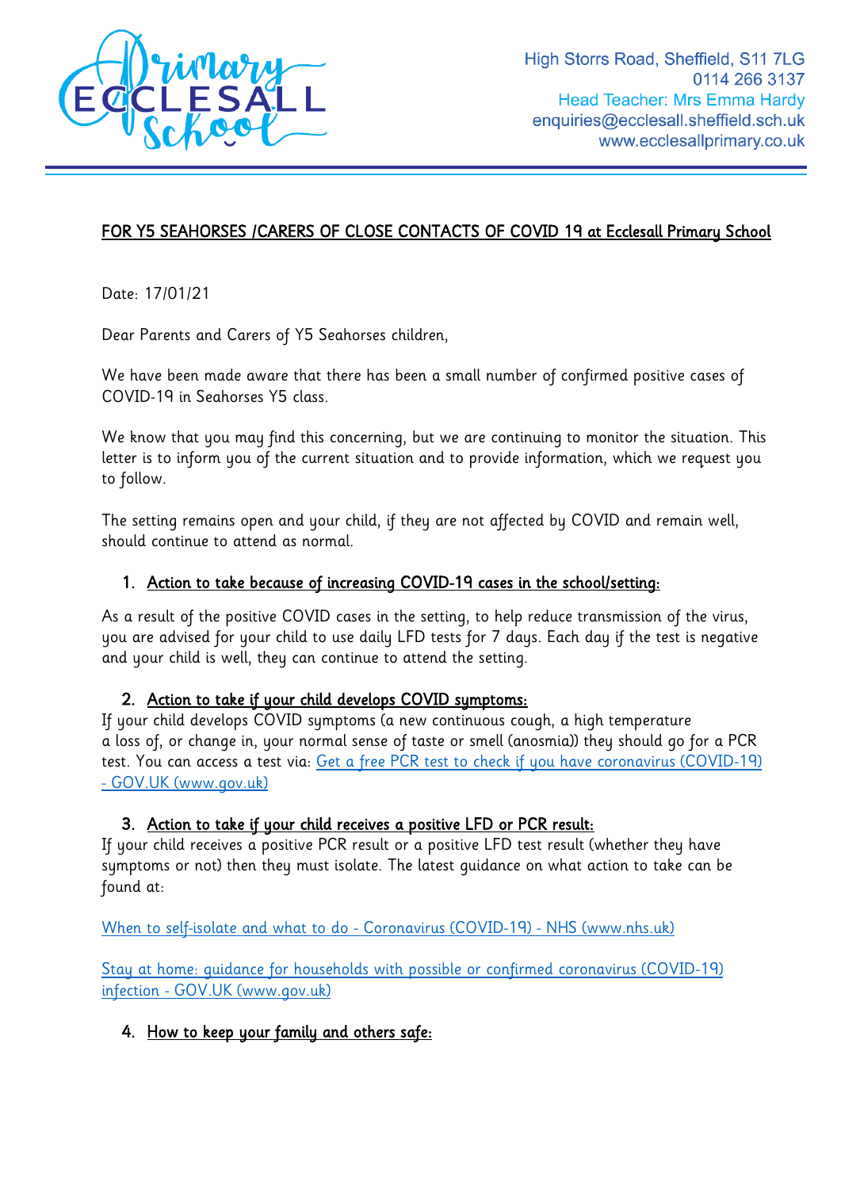High Storrs Road, Sheffield, S11 7LG
0114 266 3137
Head Teacher: Mrs Emma Hardy
enquiries@ecclesall.sheffield.sch.uk
www.ecclesallprimary.co.uk

## FOR Y5 SEAHORSES /CARERS OF CLOSE CONTACTS OF COVID 19 at Ecclesall Primary School

Date: 17/01/21

Dear Parents and Carers of Y5 Seahorses children,

We have been made aware that there has been a small number of confirmed positive cases of COVID-19 in Seahorses Y5 class.

We know that you may find this concerning, but we are continuing to monitor the situation. This letter is to inform you of the current situation and to provide information, which we request you to follow.

The setting remains open and your child, if they are not affected by COVID and remain well, should continue to attend as normal.

### 1. Action to take because of increasing COVID-19 cases in the school/setting:

As a result of the positive COVID cases in the setting, to help reduce transmission of the virus, you are advised for your child to use daily LFD tests for 7 days. Each day if the test is negative and your child is well, they can continue to attend the setting.

### 2. Action to take if your child develops COVID symptoms:

If your child develops COVID symptoms (a new continuous cough, a high temperature a loss of, or change in, your normal sense of taste or smell (anosmia)) they should go for a PCR test. You can access a test via: [Get a free PCR test to check if you have coronavirus (COVID-19) - GOV.UK (www.gov.uk)]

### 3. Action to take if your child receives a positive LFD or PCR result:

If your child receives a positive PCR result or a positive LFD test result (whether they have symptoms or not) then they must isolate. The latest guidance on what action to take can be found at:

[When to self-isolate and what to do - Coronavirus (COVID-19) - NHS (www.nhs.uk)]

[Stay at home: guidance for households with possible or confirmed coronavirus (COVID-19) infection - GOV.UK (www.gov.uk)]

### 4. How to keep your family and others safe: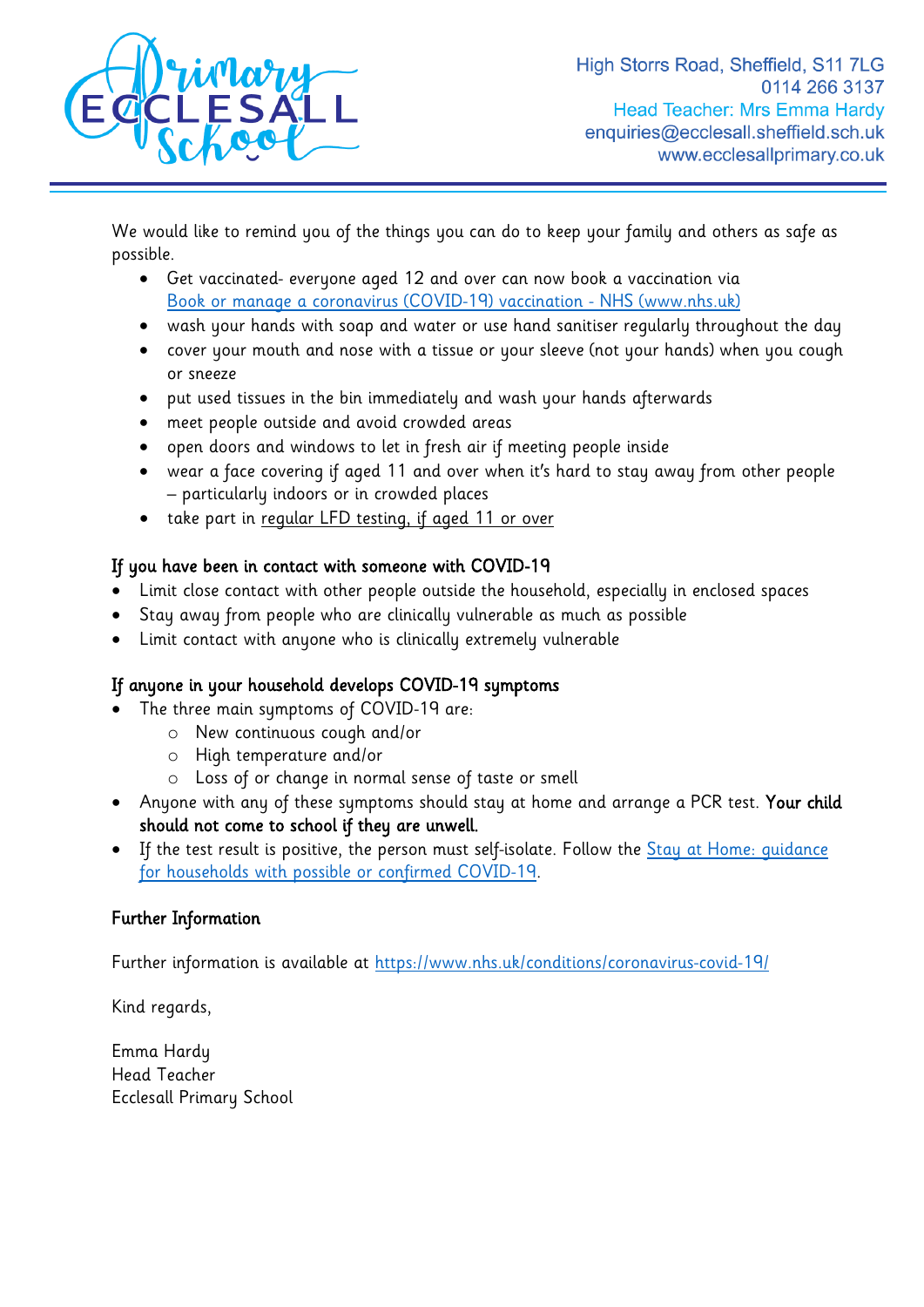High Storrs Road, Sheffield, S11 7LG
0114 266 3137
Head Teacher: Mrs Emma Hardy
enquiries@ecclesall.sheffield.sch.uk
www.ecclesallprimary.co.uk

We would like to remind you of the things you can do to keep your family and others as safe as possible.

- Get vaccinated- everyone aged 12 and over can now book a vaccination via [Book or manage a coronavirus (COVID-19) vaccination - NHS (www.nhs.uk)](https://www.nhs.uk)
- wash your hands with soap and water or use hand sanitiser regularly throughout the day
- cover your mouth and nose with a tissue or your sleeve (not your hands) when you cough or sneeze
- put used tissues in the bin immediately and wash your hands afterwards
- meet people outside and avoid crowded areas
- open doors and windows to let in fresh air if meeting people inside
- wear a face covering if aged 11 and over when it's hard to stay away from other people – particularly indoors or in crowded places
- take part in regular LFD testing, if aged 11 or over

**If you have been in contact with someone with COVID-19**

- Limit close contact with other people outside the household, especially in enclosed spaces
- Stay away from people who are clinically vulnerable as much as possible
- Limit contact with anyone who is clinically extremely vulnerable

**If anyone in your household develops COVID-19 symptoms**

- The three main symptoms of COVID-19 are:
  - New continuous cough and/or
  - High temperature and/or
  - Loss of or change in normal sense of taste or smell
- Anyone with any of these symptoms should stay at home and arrange a PCR test. **Your child should not come to school if they are unwell.**
- If the test result is positive, the person must self-isolate. Follow the Stay at Home: guidance for households with possible or confirmed COVID-19.

**Further Information**

Further information is available at https://www.nhs.uk/conditions/coronavirus-covid-19/

Kind regards,

Emma Hardy
Head Teacher
Ecclesall Primary School